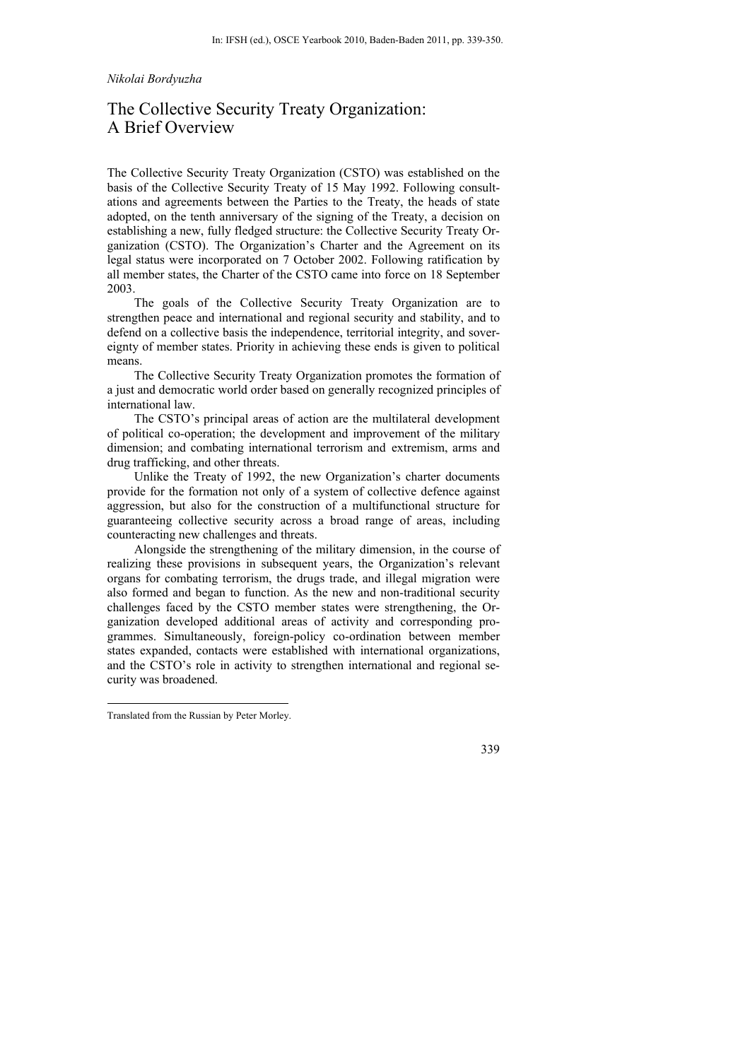*Nikolai Bordyuzha*

# The Collective Security Treaty Organization: A Brief Overview

The Collective Security Treaty Organization (CSTO) was established on the basis of the Collective Security Treaty of 15 May 1992. Following consultations and agreements between the Parties to the Treaty, the heads of state adopted, on the tenth anniversary of the signing of the Treaty, a decision on establishing a new, fully fledged structure: the Collective Security Treaty Organization (CSTO). The Organization's Charter and the Agreement on its legal status were incorporated on 7 October 2002. Following ratification by all member states, the Charter of the CSTO came into force on 18 September 2003.

The goals of the Collective Security Treaty Organization are to strengthen peace and international and regional security and stability, and to defend on a collective basis the independence, territorial integrity, and sovereignty of member states. Priority in achieving these ends is given to political means.

The Collective Security Treaty Organization promotes the formation of a just and democratic world order based on generally recognized principles of international law.

The CSTO's principal areas of action are the multilateral development of political co-operation; the development and improvement of the military dimension; and combating international terrorism and extremism, arms and drug trafficking, and other threats.

Unlike the Treaty of 1992, the new Organization's charter documents provide for the formation not only of a system of collective defence against aggression, but also for the construction of a multifunctional structure for guaranteeing collective security across a broad range of areas, including counteracting new challenges and threats.

Alongside the strengthening of the military dimension, in the course of realizing these provisions in subsequent years, the Organization's relevant organs for combating terrorism, the drugs trade, and illegal migration were also formed and began to function. As the new and non-traditional security challenges faced by the CSTO member states were strengthening, the Organization developed additional areas of activity and corresponding programmes. Simultaneously, foreign-policy co-ordination between member states expanded, contacts were established with international organizations, and the CSTO's role in activity to strengthen international and regional security was broadened.

---

Translated from the Russian by Peter Morley.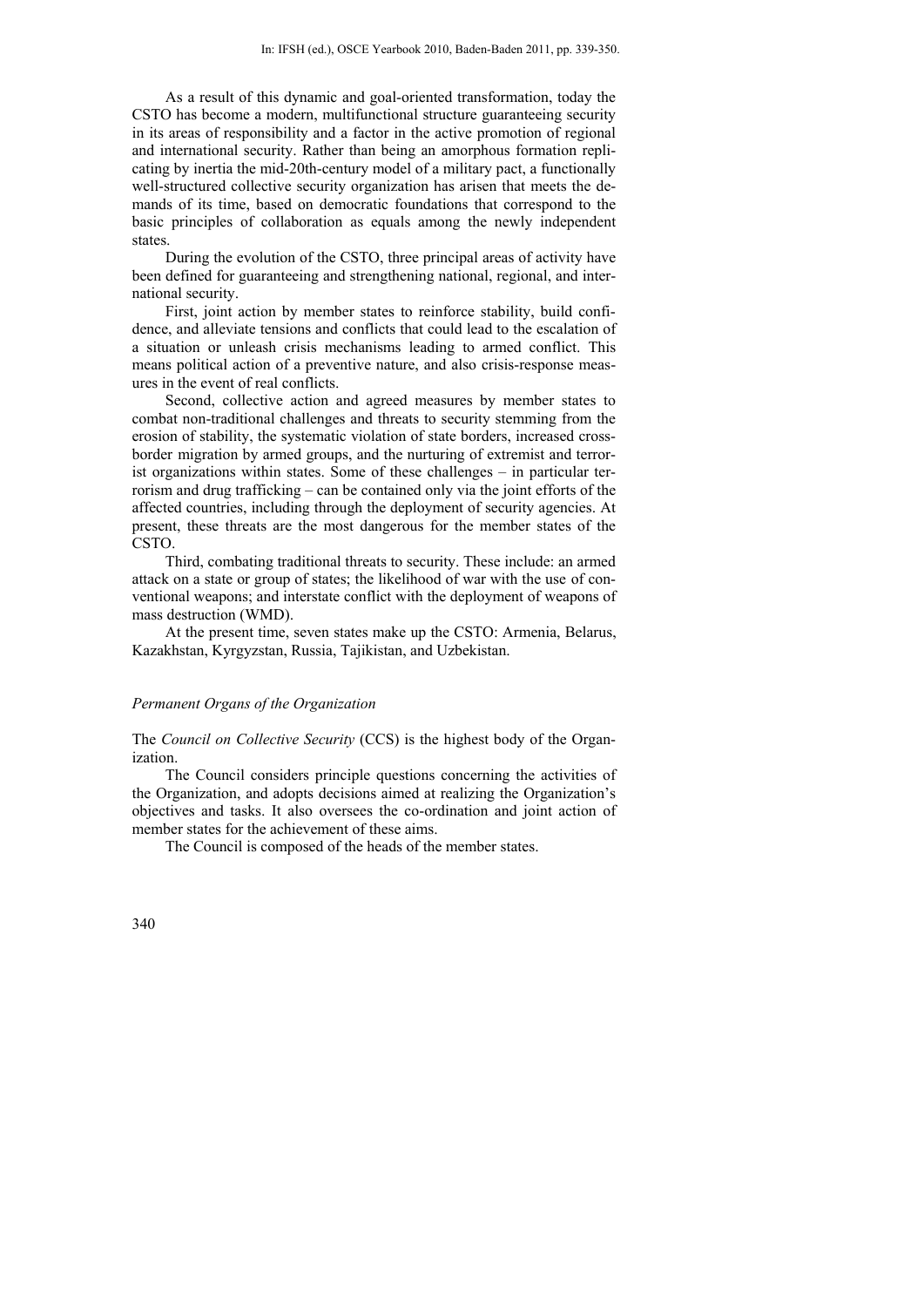As a result of this dynamic and goal-oriented transformation, today the CSTO has become a modern, multifunctional structure guaranteeing security in its areas of responsibility and a factor in the active promotion of regional and international security. Rather than being an amorphous formation replicating by inertia the mid-20th-century model of a military pact, a functionally well-structured collective security organization has arisen that meets the demands of its time, based on democratic foundations that correspond to the basic principles of collaboration as equals among the newly independent states.

During the evolution of the CSTO, three principal areas of activity have been defined for guaranteeing and strengthening national, regional, and international security.

First, joint action by member states to reinforce stability, build confidence, and alleviate tensions and conflicts that could lead to the escalation of a situation or unleash crisis mechanisms leading to armed conflict. This means political action of a preventive nature, and also crisis-response measures in the event of real conflicts.

Second, collective action and agreed measures by member states to combat non-traditional challenges and threats to security stemming from the erosion of stability, the systematic violation of state borders, increased cross-border migration by armed groups, and the nurturing of extremist and terrorist organizations within states. Some of these challenges – in particular terrorism and drug trafficking – can be contained only via the joint efforts of the affected countries, including through the deployment of security agencies. At present, these threats are the most dangerous for the member states of the CSTO.

Third, combating traditional threats to security. These include: an armed attack on a state or group of states; the likelihood of war with the use of conventional weapons; and interstate conflict with the deployment of weapons of mass destruction (WMD).

At the present time, seven states make up the CSTO: Armenia, Belarus, Kazakhstan, Kyrgyzstan, Russia, Tajikistan, and Uzbekistan.

## *Permanent Organs of the Organization*

The *Council on Collective Security* (CCS) is the highest body of the Organization.

The Council considers principle questions concerning the activities of the Organization, and adopts decisions aimed at realizing the Organization's objectives and tasks. It also oversees the co-ordination and joint action of member states for the achievement of these aims.

The Council is composed of the heads of the member states.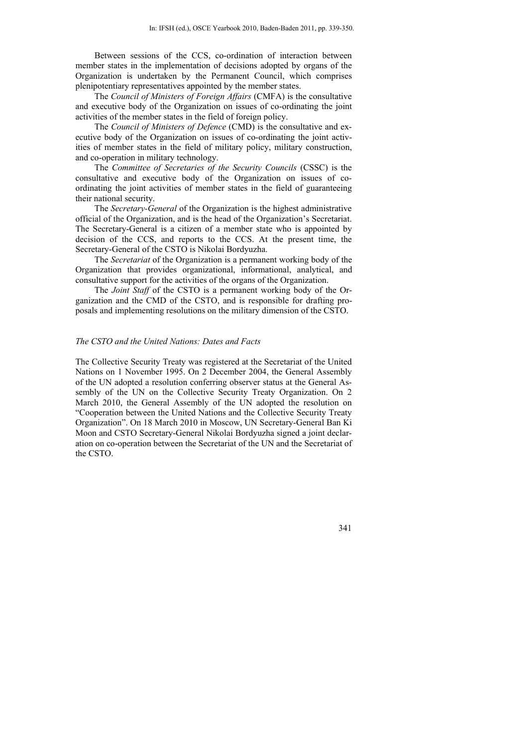Between sessions of the CCS, co-ordination of interaction between member states in the implementation of decisions adopted by organs of the Organization is undertaken by the Permanent Council, which comprises plenipotentiary representatives appointed by the member states.

The *Council of Ministers of Foreign Affairs* (CMFA) is the consultative and executive body of the Organization on issues of co-ordinating the joint activities of the member states in the field of foreign policy.

The *Council of Ministers of Defence* (CMD) is the consultative and executive body of the Organization on issues of co-ordinating the joint activities of member states in the field of military policy, military construction, and co-operation in military technology.

The *Committee of Secretaries of the Security Councils* (CSSC) is the consultative and executive body of the Organization on issues of co-ordinating the joint activities of member states in the field of guaranteeing their national security.

The *Secretary-General* of the Organization is the highest administrative official of the Organization, and is the head of the Organization's Secretariat. The Secretary-General is a citizen of a member state who is appointed by decision of the CCS, and reports to the CCS. At the present time, the Secretary-General of the CSTO is Nikolai Bordyuzha.

The *Secretariat* of the Organization is a permanent working body of the Organization that provides organizational, informational, analytical, and consultative support for the activities of the organs of the Organization.

The *Joint Staff* of the CSTO is a permanent working body of the Organization and the CMD of the CSTO, and is responsible for drafting proposals and implementing resolutions on the military dimension of the CSTO.

## *The CSTO and the United Nations: Dates and Facts*

The Collective Security Treaty was registered at the Secretariat of the United Nations on 1 November 1995. On 2 December 2004, the General Assembly of the UN adopted a resolution conferring observer status at the General Assembly of the UN on the Collective Security Treaty Organization. On 2 March 2010, the General Assembly of the UN adopted the resolution on "Cooperation between the United Nations and the Collective Security Treaty Organization". On 18 March 2010 in Moscow, UN Secretary-General Ban Ki Moon and CSTO Secretary-General Nikolai Bordyuzha signed a joint declaration on co-operation between the Secretariat of the UN and the Secretariat of the CSTO.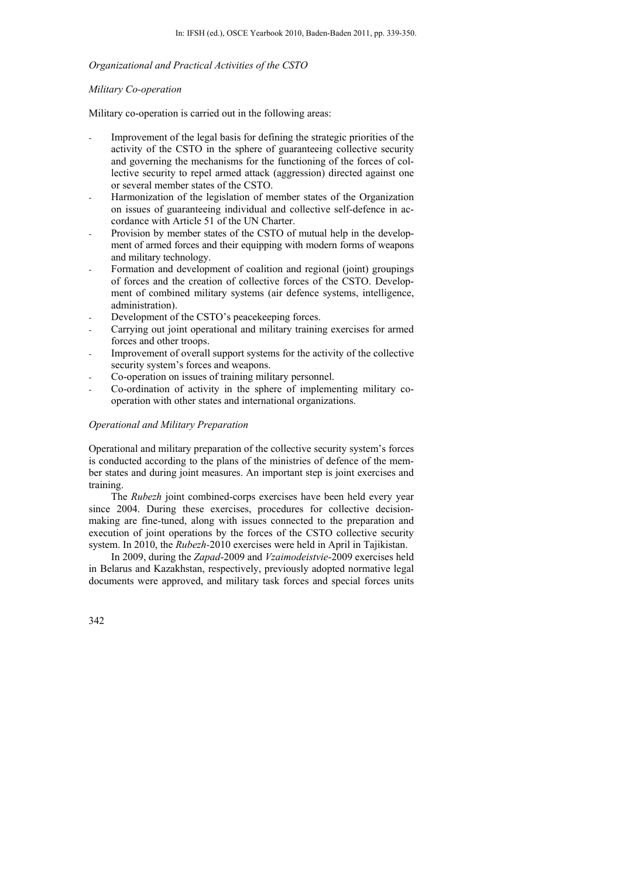*Organizational and Practical Activities of the CSTO*

*Military Co-operation*

Military co-operation is carried out in the following areas:

- Improvement of the legal basis for defining the strategic priorities of the activity of the CSTO in the sphere of guaranteeing collective security and governing the mechanisms for the functioning of the forces of collective security to repel armed attack (aggression) directed against one or several member states of the CSTO.
- Harmonization of the legislation of member states of the Organization on issues of guaranteeing individual and collective self-defence in accordance with Article 51 of the UN Charter.
- Provision by member states of the CSTO of mutual help in the development of armed forces and their equipping with modern forms of weapons and military technology.
- Formation and development of coalition and regional (joint) groupings of forces and the creation of collective forces of the CSTO. Development of combined military systems (air defence systems, intelligence, administration).
- Development of the CSTO's peacekeeping forces.
- Carrying out joint operational and military training exercises for armed forces and other troops.
- Improvement of overall support systems for the activity of the collective security system's forces and weapons.
- Co-operation on issues of training military personnel.
- Co-ordination of activity in the sphere of implementing military co-operation with other states and international organizations.

*Operational and Military Preparation*

Operational and military preparation of the collective security system's forces is conducted according to the plans of the ministries of defence of the member states and during joint measures. An important step is joint exercises and training.

The *Rubezh* joint combined-corps exercises have been held every year since 2004. During these exercises, procedures for collective decision-making are fine-tuned, along with issues connected to the preparation and execution of joint operations by the forces of the CSTO collective security system. In 2010, the *Rubezh*-2010 exercises were held in April in Tajikistan.

In 2009, during the *Zapad*-2009 and *Vzaimodeistvie*-2009 exercises held in Belarus and Kazakhstan, respectively, previously adopted normative legal documents were approved, and military task forces and special forces units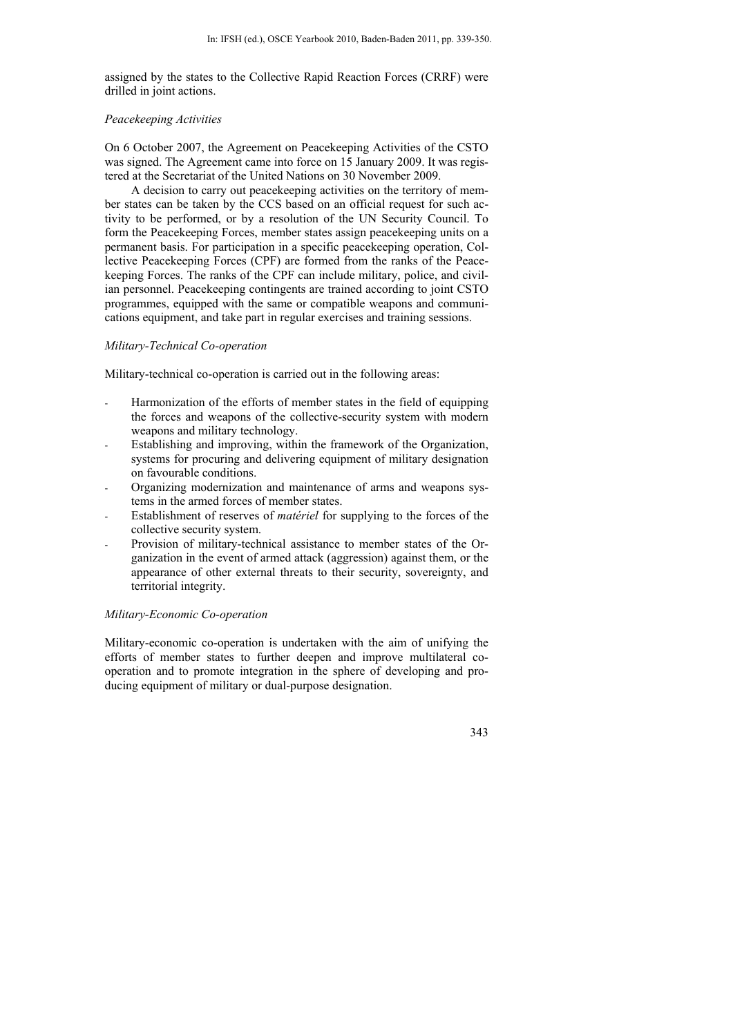assigned by the states to the Collective Rapid Reaction Forces (CRRF) were drilled in joint actions.

*Peacekeeping Activities*

On 6 October 2007, the Agreement on Peacekeeping Activities of the CSTO was signed. The Agreement came into force on 15 January 2009. It was registered at the Secretariat of the United Nations on 30 November 2009.

A decision to carry out peacekeeping activities on the territory of member states can be taken by the CCS based on an official request for such activity to be performed, or by a resolution of the UN Security Council. To form the Peacekeeping Forces, member states assign peacekeeping units on a permanent basis. For participation in a specific peacekeeping operation, Collective Peacekeeping Forces (CPF) are formed from the ranks of the Peacekeeping Forces. The ranks of the CPF can include military, police, and civilian personnel. Peacekeeping contingents are trained according to joint CSTO programmes, equipped with the same or compatible weapons and communications equipment, and take part in regular exercises and training sessions.

*Military-Technical Co-operation*

Military-technical co-operation is carried out in the following areas:

- Harmonization of the efforts of member states in the field of equipping the forces and weapons of the collective-security system with modern weapons and military technology.
- Establishing and improving, within the framework of the Organization, systems for procuring and delivering equipment of military designation on favourable conditions.
- Organizing modernization and maintenance of arms and weapons systems in the armed forces of member states.
- Establishment of reserves of *matériel* for supplying to the forces of the collective security system.
- Provision of military-technical assistance to member states of the Organization in the event of armed attack (aggression) against them, or the appearance of other external threats to their security, sovereignty, and territorial integrity.

*Military-Economic Co-operation*

Military-economic co-operation is undertaken with the aim of unifying the efforts of member states to further deepen and improve multilateral co-operation and to promote integration in the sphere of developing and producing equipment of military or dual-purpose designation.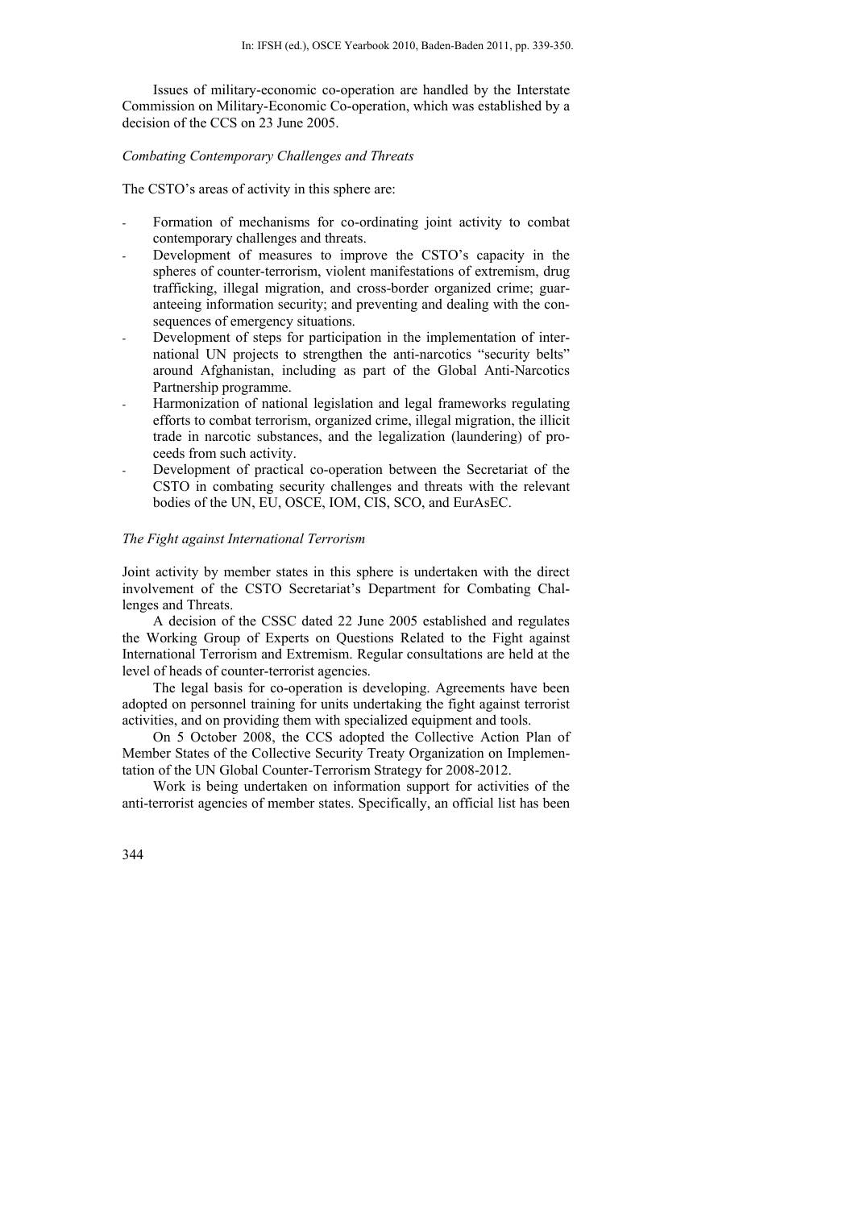Issues of military-economic co-operation are handled by the Interstate Commission on Military-Economic Co-operation, which was established by a decision of the CCS on 23 June 2005.

*Combating Contemporary Challenges and Threats*

The CSTO's areas of activity in this sphere are:

- Formation of mechanisms for co-ordinating joint activity to combat contemporary challenges and threats.
- Development of measures to improve the CSTO's capacity in the spheres of counter-terrorism, violent manifestations of extremism, drug trafficking, illegal migration, and cross-border organized crime; guaranteeing information security; and preventing and dealing with the consequences of emergency situations.
- Development of steps for participation in the implementation of international UN projects to strengthen the anti-narcotics "security belts" around Afghanistan, including as part of the Global Anti-Narcotics Partnership programme.
- Harmonization of national legislation and legal frameworks regulating efforts to combat terrorism, organized crime, illegal migration, the illicit trade in narcotic substances, and the legalization (laundering) of proceeds from such activity.
- Development of practical co-operation between the Secretariat of the CSTO in combating security challenges and threats with the relevant bodies of the UN, EU, OSCE, IOM, CIS, SCO, and EurAsEC.

*The Fight against International Terrorism*

Joint activity by member states in this sphere is undertaken with the direct involvement of the CSTO Secretariat's Department for Combating Challenges and Threats.

A decision of the CSSC dated 22 June 2005 established and regulates the Working Group of Experts on Questions Related to the Fight against International Terrorism and Extremism. Regular consultations are held at the level of heads of counter-terrorist agencies.

The legal basis for co-operation is developing. Agreements have been adopted on personnel training for units undertaking the fight against terrorist activities, and on providing them with specialized equipment and tools.

On 5 October 2008, the CCS adopted the Collective Action Plan of Member States of the Collective Security Treaty Organization on Implementation of the UN Global Counter-Terrorism Strategy for 2008-2012.

Work is being undertaken on information support for activities of the anti-terrorist agencies of member states. Specifically, an official list has been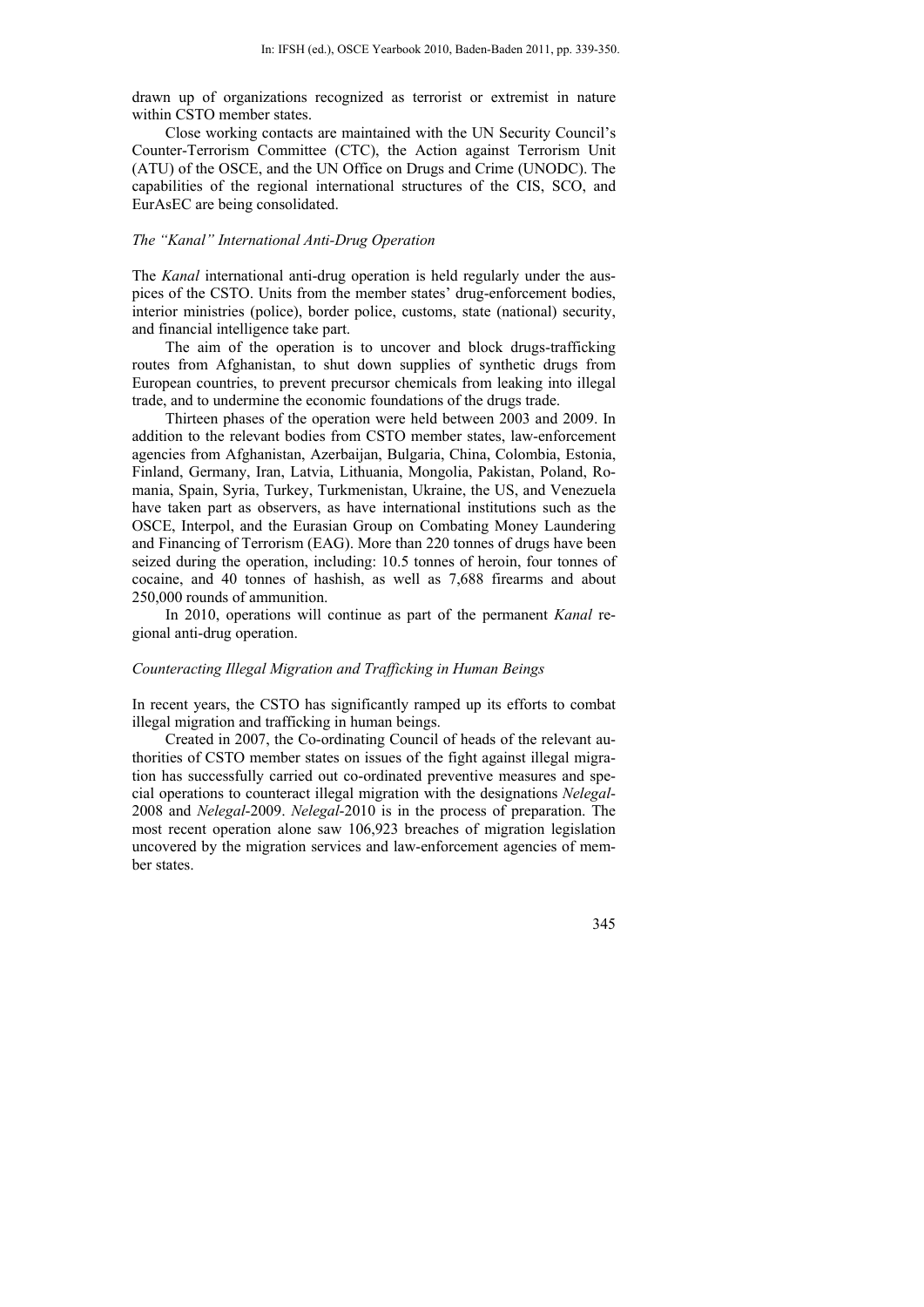drawn up of organizations recognized as terrorist or extremist in nature within CSTO member states.

Close working contacts are maintained with the UN Security Council's Counter-Terrorism Committee (CTC), the Action against Terrorism Unit (ATU) of the OSCE, and the UN Office on Drugs and Crime (UNODC). The capabilities of the regional international structures of the CIS, SCO, and EurAsEC are being consolidated.

### *The "Kanal" International Anti-Drug Operation*

The *Kanal* international anti-drug operation is held regularly under the auspices of the CSTO. Units from the member states' drug-enforcement bodies, interior ministries (police), border police, customs, state (national) security, and financial intelligence take part.

The aim of the operation is to uncover and block drugs-trafficking routes from Afghanistan, to shut down supplies of synthetic drugs from European countries, to prevent precursor chemicals from leaking into illegal trade, and to undermine the economic foundations of the drugs trade.

Thirteen phases of the operation were held between 2003 and 2009. In addition to the relevant bodies from CSTO member states, law-enforcement agencies from Afghanistan, Azerbaijan, Bulgaria, China, Colombia, Estonia, Finland, Germany, Iran, Latvia, Lithuania, Mongolia, Pakistan, Poland, Romania, Spain, Syria, Turkey, Turkmenistan, Ukraine, the US, and Venezuela have taken part as observers, as have international institutions such as the OSCE, Interpol, and the Eurasian Group on Combating Money Laundering and Financing of Terrorism (EAG). More than 220 tonnes of drugs have been seized during the operation, including: 10.5 tonnes of heroin, four tonnes of cocaine, and 40 tonnes of hashish, as well as 7,688 firearms and about 250,000 rounds of ammunition.

In 2010, operations will continue as part of the permanent *Kanal* regional anti-drug operation.

### *Counteracting Illegal Migration and Trafficking in Human Beings*

In recent years, the CSTO has significantly ramped up its efforts to combat illegal migration and trafficking in human beings.

Created in 2007, the Co-ordinating Council of heads of the relevant authorities of CSTO member states on issues of the fight against illegal migration has successfully carried out co-ordinated preventive measures and special operations to counteract illegal migration with the designations *Nelegal*-2008 and *Nelegal*-2009. *Nelegal*-2010 is in the process of preparation. The most recent operation alone saw 106,923 breaches of migration legislation uncovered by the migration services and law-enforcement agencies of member states.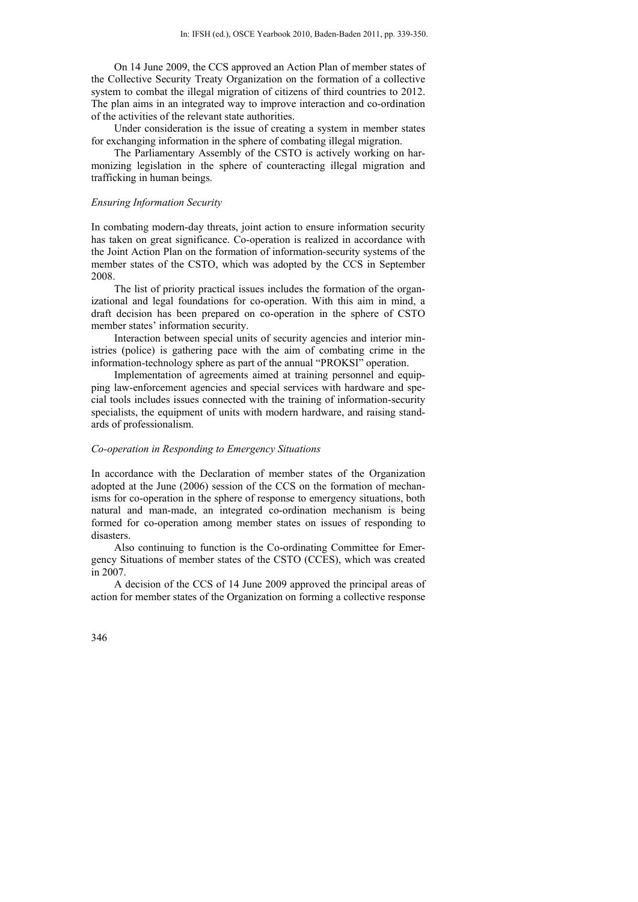On 14 June 2009, the CCS approved an Action Plan of member states of the Collective Security Treaty Organization on the formation of a collective system to combat the illegal migration of citizens of third countries to 2012. The plan aims in an integrated way to improve interaction and co-ordination of the activities of the relevant state authorities.

Under consideration is the issue of creating a system in member states for exchanging information in the sphere of combating illegal migration.

The Parliamentary Assembly of the CSTO is actively working on harmonizing legislation in the sphere of counteracting illegal migration and trafficking in human beings.

*Ensuring Information Security*

In combating modern-day threats, joint action to ensure information security has taken on great significance. Co-operation is realized in accordance with the Joint Action Plan on the formation of information-security systems of the member states of the CSTO, which was adopted by the CCS in September 2008.

The list of priority practical issues includes the formation of the organizational and legal foundations for co-operation. With this aim in mind, a draft decision has been prepared on co-operation in the sphere of CSTO member states' information security.

Interaction between special units of security agencies and interior ministries (police) is gathering pace with the aim of combating crime in the information-technology sphere as part of the annual "PROKSI" operation.

Implementation of agreements aimed at training personnel and equipping law-enforcement agencies and special services with hardware and special tools includes issues connected with the training of information-security specialists, the equipment of units with modern hardware, and raising standards of professionalism.

*Co-operation in Responding to Emergency Situations*

In accordance with the Declaration of member states of the Organization adopted at the June (2006) session of the CCS on the formation of mechanisms for co-operation in the sphere of response to emergency situations, both natural and man-made, an integrated co-ordination mechanism is being formed for co-operation among member states on issues of responding to disasters.

Also continuing to function is the Co-ordinating Committee for Emergency Situations of member states of the CSTO (CCES), which was created in 2007.

A decision of the CCS of 14 June 2009 approved the principal areas of action for member states of the Organization on forming a collective response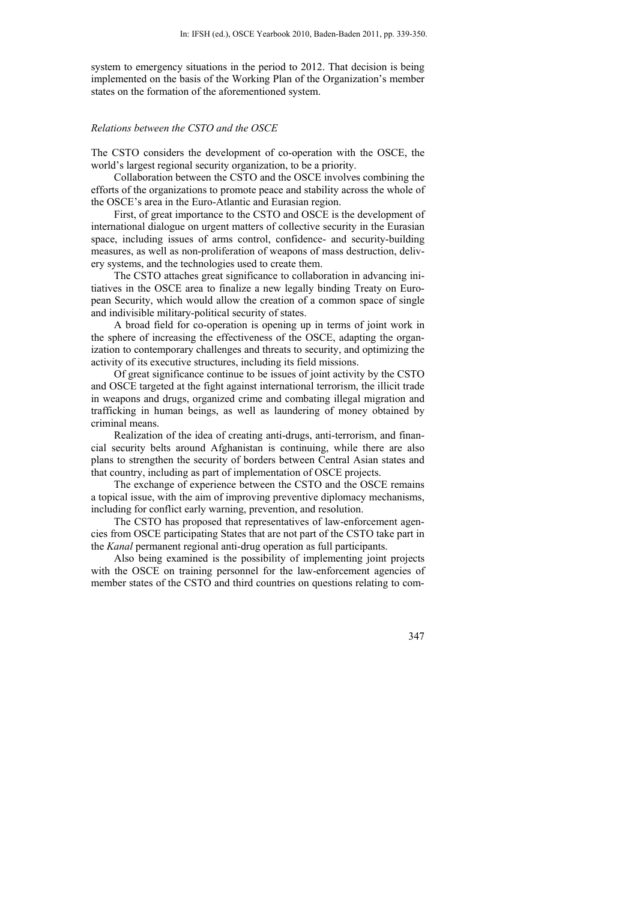system to emergency situations in the period to 2012. That decision is being implemented on the basis of the Working Plan of the Organization's member states on the formation of the aforementioned system.

### *Relations between the CSTO and the OSCE*

The CSTO considers the development of co-operation with the OSCE, the world's largest regional security organization, to be a priority.

Collaboration between the CSTO and the OSCE involves combining the efforts of the organizations to promote peace and stability across the whole of the OSCE's area in the Euro-Atlantic and Eurasian region.

First, of great importance to the CSTO and OSCE is the development of international dialogue on urgent matters of collective security in the Eurasian space, including issues of arms control, confidence- and security-building measures, as well as non-proliferation of weapons of mass destruction, delivery systems, and the technologies used to create them.

The CSTO attaches great significance to collaboration in advancing initiatives in the OSCE area to finalize a new legally binding Treaty on European Security, which would allow the creation of a common space of single and indivisible military-political security of states.

A broad field for co-operation is opening up in terms of joint work in the sphere of increasing the effectiveness of the OSCE, adapting the organization to contemporary challenges and threats to security, and optimizing the activity of its executive structures, including its field missions.

Of great significance continue to be issues of joint activity by the CSTO and OSCE targeted at the fight against international terrorism, the illicit trade in weapons and drugs, organized crime and combating illegal migration and trafficking in human beings, as well as laundering of money obtained by criminal means.

Realization of the idea of creating anti-drugs, anti-terrorism, and financial security belts around Afghanistan is continuing, while there are also plans to strengthen the security of borders between Central Asian states and that country, including as part of implementation of OSCE projects.

The exchange of experience between the CSTO and the OSCE remains a topical issue, with the aim of improving preventive diplomacy mechanisms, including for conflict early warning, prevention, and resolution.

The CSTO has proposed that representatives of law-enforcement agencies from OSCE participating States that are not part of the CSTO take part in the *Kanal* permanent regional anti-drug operation as full participants.

Also being examined is the possibility of implementing joint projects with the OSCE on training personnel for the law-enforcement agencies of member states of the CSTO and third countries on questions relating to com-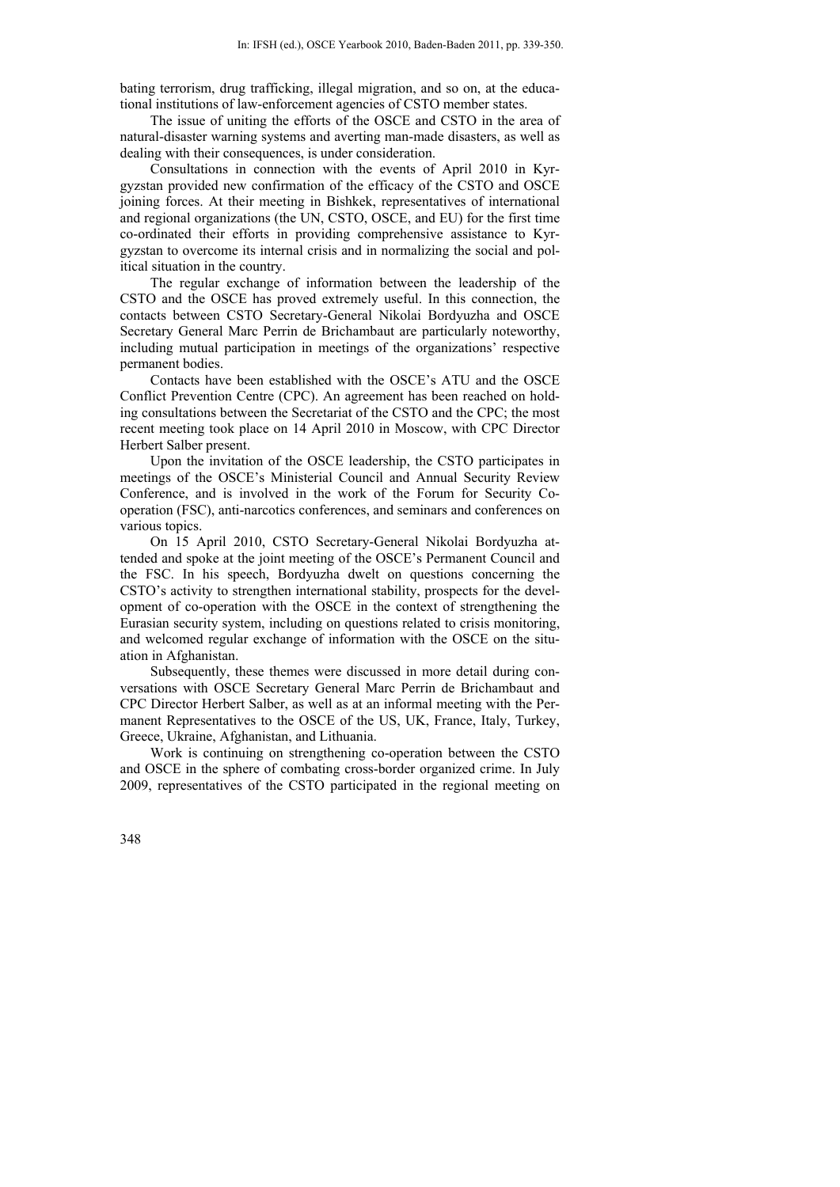bating terrorism, drug trafficking, illegal migration, and so on, at the educational institutions of law-enforcement agencies of CSTO member states.

The issue of uniting the efforts of the OSCE and CSTO in the area of natural-disaster warning systems and averting man-made disasters, as well as dealing with their consequences, is under consideration.

Consultations in connection with the events of April 2010 in Kyrgyzstan provided new confirmation of the efficacy of the CSTO and OSCE joining forces. At their meeting in Bishkek, representatives of international and regional organizations (the UN, CSTO, OSCE, and EU) for the first time co-ordinated their efforts in providing comprehensive assistance to Kyrgyzstan to overcome its internal crisis and in normalizing the social and political situation in the country.

The regular exchange of information between the leadership of the CSTO and the OSCE has proved extremely useful. In this connection, the contacts between CSTO Secretary-General Nikolai Bordyuzha and OSCE Secretary General Marc Perrin de Brichambaut are particularly noteworthy, including mutual participation in meetings of the organizations' respective permanent bodies.

Contacts have been established with the OSCE's ATU and the OSCE Conflict Prevention Centre (CPC). An agreement has been reached on holding consultations between the Secretariat of the CSTO and the CPC; the most recent meeting took place on 14 April 2010 in Moscow, with CPC Director Herbert Salber present.

Upon the invitation of the OSCE leadership, the CSTO participates in meetings of the OSCE's Ministerial Council and Annual Security Review Conference, and is involved in the work of the Forum for Security Co-operation (FSC), anti-narcotics conferences, and seminars and conferences on various topics.

On 15 April 2010, CSTO Secretary-General Nikolai Bordyuzha attended and spoke at the joint meeting of the OSCE's Permanent Council and the FSC. In his speech, Bordyuzha dwelt on questions concerning the CSTO's activity to strengthen international stability, prospects for the development of co-operation with the OSCE in the context of strengthening the Eurasian security system, including on questions related to crisis monitoring, and welcomed regular exchange of information with the OSCE on the situation in Afghanistan.

Subsequently, these themes were discussed in more detail during conversations with OSCE Secretary General Marc Perrin de Brichambaut and CPC Director Herbert Salber, as well as at an informal meeting with the Permanent Representatives to the OSCE of the US, UK, France, Italy, Turkey, Greece, Ukraine, Afghanistan, and Lithuania.

Work is continuing on strengthening co-operation between the CSTO and OSCE in the sphere of combating cross-border organized crime. In July 2009, representatives of the CSTO participated in the regional meeting on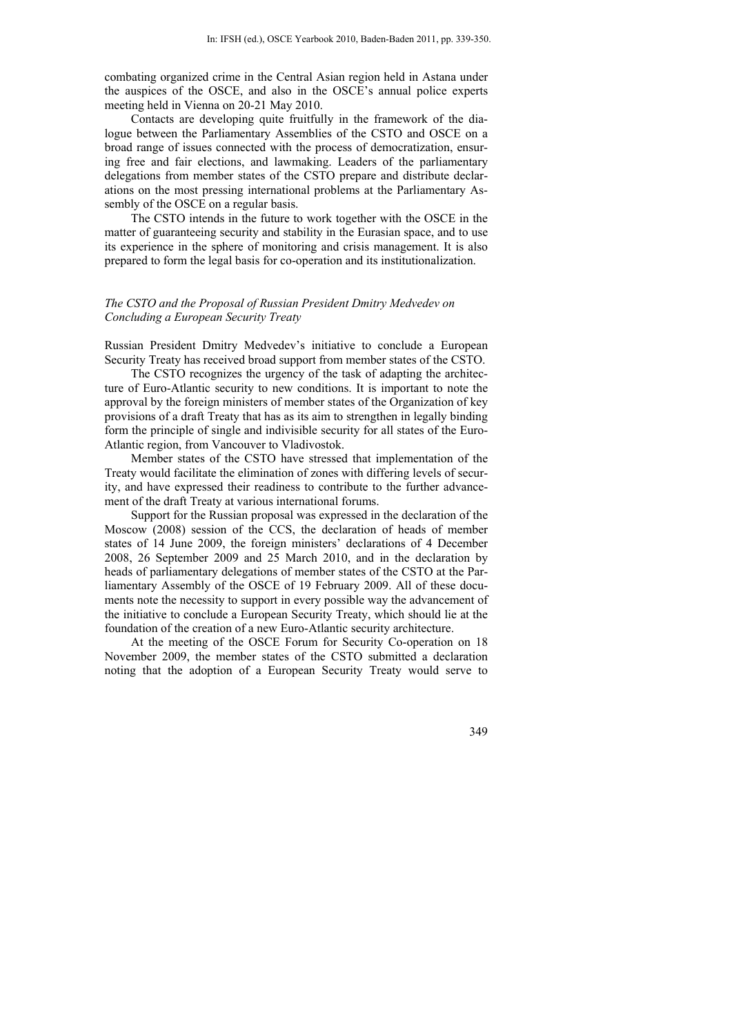combating organized crime in the Central Asian region held in Astana under the auspices of the OSCE, and also in the OSCE's annual police experts meeting held in Vienna on 20-21 May 2010.

Contacts are developing quite fruitfully in the framework of the dialogue between the Parliamentary Assemblies of the CSTO and OSCE on a broad range of issues connected with the process of democratization, ensuring free and fair elections, and lawmaking. Leaders of the parliamentary delegations from member states of the CSTO prepare and distribute declarations on the most pressing international problems at the Parliamentary Assembly of the OSCE on a regular basis.

The CSTO intends in the future to work together with the OSCE in the matter of guaranteeing security and stability in the Eurasian space, and to use its experience in the sphere of monitoring and crisis management. It is also prepared to form the legal basis for co-operation and its institutionalization.

### *The CSTO and the Proposal of Russian President Dmitry Medvedev on Concluding a European Security Treaty*

Russian President Dmitry Medvedev's initiative to conclude a European Security Treaty has received broad support from member states of the CSTO.

The CSTO recognizes the urgency of the task of adapting the architecture of Euro-Atlantic security to new conditions. It is important to note the approval by the foreign ministers of member states of the Organization of key provisions of a draft Treaty that has as its aim to strengthen in legally binding form the principle of single and indivisible security for all states of the Euro-Atlantic region, from Vancouver to Vladivostok.

Member states of the CSTO have stressed that implementation of the Treaty would facilitate the elimination of zones with differing levels of security, and have expressed their readiness to contribute to the further advancement of the draft Treaty at various international forums.

Support for the Russian proposal was expressed in the declaration of the Moscow (2008) session of the CCS, the declaration of heads of member states of 14 June 2009, the foreign ministers' declarations of 4 December 2008, 26 September 2009 and 25 March 2010, and in the declaration by heads of parliamentary delegations of member states of the CSTO at the Parliamentary Assembly of the OSCE of 19 February 2009. All of these documents note the necessity to support in every possible way the advancement of the initiative to conclude a European Security Treaty, which should lie at the foundation of the creation of a new Euro-Atlantic security architecture.

At the meeting of the OSCE Forum for Security Co-operation on 18 November 2009, the member states of the CSTO submitted a declaration noting that the adoption of a European Security Treaty would serve to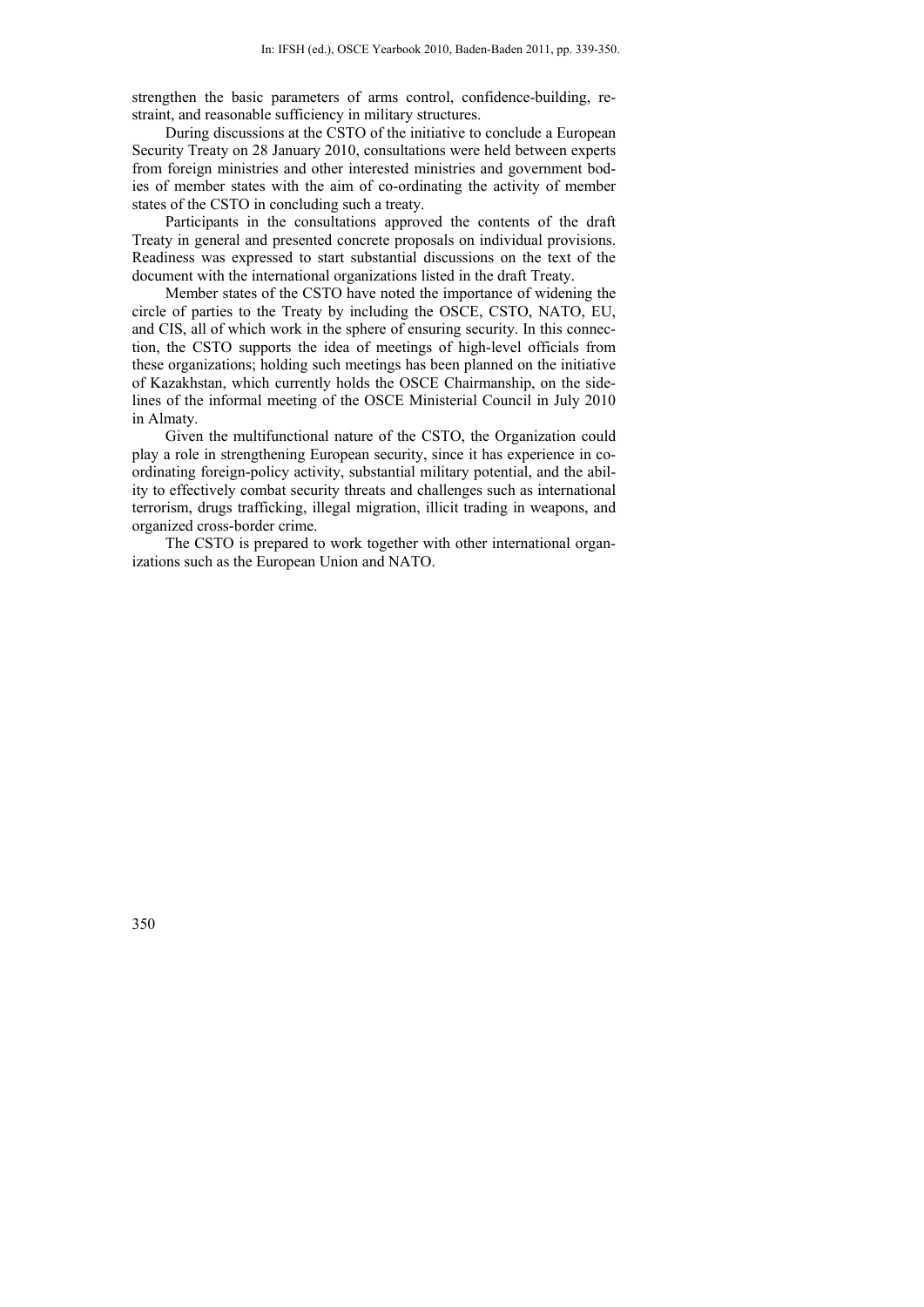strengthen the basic parameters of arms control, confidence-building, restraint, and reasonable sufficiency in military structures.

During discussions at the CSTO of the initiative to conclude a European Security Treaty on 28 January 2010, consultations were held between experts from foreign ministries and other interested ministries and government bodies of member states with the aim of co-ordinating the activity of member states of the CSTO in concluding such a treaty.

Participants in the consultations approved the contents of the draft Treaty in general and presented concrete proposals on individual provisions. Readiness was expressed to start substantial discussions on the text of the document with the international organizations listed in the draft Treaty.

Member states of the CSTO have noted the importance of widening the circle of parties to the Treaty by including the OSCE, CSTO, NATO, EU, and CIS, all of which work in the sphere of ensuring security. In this connection, the CSTO supports the idea of meetings of high-level officials from these organizations; holding such meetings has been planned on the initiative of Kazakhstan, which currently holds the OSCE Chairmanship, on the sidelines of the informal meeting of the OSCE Ministerial Council in July 2010 in Almaty.

Given the multifunctional nature of the CSTO, the Organization could play a role in strengthening European security, since it has experience in co-ordinating foreign-policy activity, substantial military potential, and the ability to effectively combat security threats and challenges such as international terrorism, drugs trafficking, illegal migration, illicit trading in weapons, and organized cross-border crime.

The CSTO is prepared to work together with other international organizations such as the European Union and NATO.